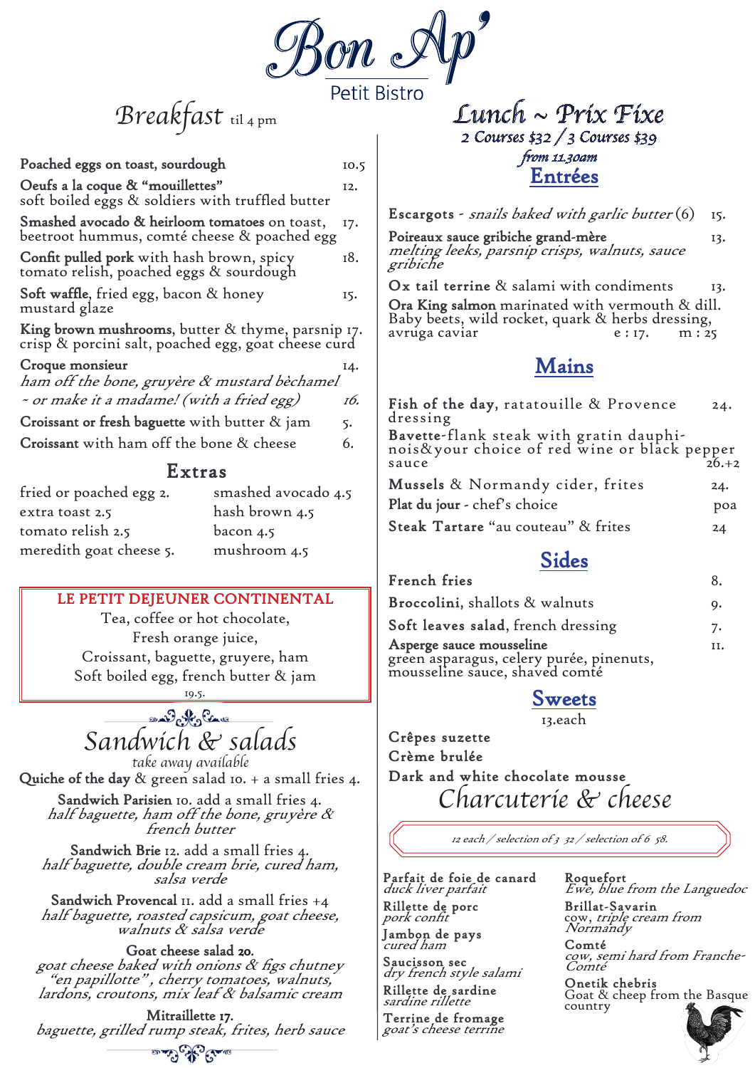# Bon Ap'

Petit Bistro

## Breakfast til 4 pm

**Poached eggs on toast, sourdough** 10.5

**Oeufs a la coque & "mouillettes"** 12.
soft boiled eggs & soldiers with truffled butter

**Smashed avocado & heirloom tomatoes** on toast, 17.
beetroot hummus, comté cheese & poached egg

**Confit pulled pork** with hash brown, spicy 18.
tomato relish, poached eggs & sourdough

**Soft waffle**, fried egg, bacon & honey 15.
mustard glaze

**King brown mushrooms**, butter & thyme, parsnip 17.
crisp & porcini salt, poached egg, goat cheese curd

**Croque monsieur** 14.
*ham off the bone, gruyère & mustard bèchamel*
*~ or make it a madame! (with a fried egg)* *16.*

**Croissant or fresh baguette** with butter & jam 5.

**Croissant** with ham off the bone & cheese 6.

### Extras

| | |
|---|---|
| fried or poached egg 2. | smashed avocado 4.5 |
| extra toast 2.5 | hash brown 4.5 |
| tomato relish 2.5 | bacon 4.5 |
| meredith goat cheese 5. | mushroom 4.5 |

### LE PETIT DEJEUNER CONTINENTAL

Tea, coffee or hot chocolate,
Fresh orange juice,
Croissant, baguette, gruyere, ham
Soft boiled egg, french butter & jam
19.5.

## Sandwich & salads

*take away available*

**Quiche of the day** & green salad 10. + a small fries 4.

**Sandwich Parisien** 10. add a small fries 4.
*half baguette, ham off the bone, gruyère & french butter*

**Sandwich Brie** 12. add a small fries 4.
*half baguette, double cream brie, cured ham, salsa verde*

**Sandwich Provencal** 11. add a small fries +4
*half baguette, roasted capsicum, goat cheese, walnuts & salsa verde*

**Goat cheese salad 20.**
*goat cheese baked with onions & figs chutney "en papillotte", cherry tomatoes, walnuts, lardons, croutons, mix leaf & balsamic cream*

**Mitraillette 17.**
*baguette, grilled rump steak, frites, herb sauce*

## Lunch ~ Prix Fixe

*2 Courses $32 / 3 Courses $39*
*from 11.30am*

### Entrées

**Escargots** - *snails baked with garlic butter* (6) 15.

**Poireaux sauce gribiche grand-mère** 13.
*melting leeks, parsnip crisps, walnuts, sauce gribiche*

**Ox tail terrine** & salami with condiments 13.

**Ora King salmon** marinated with vermouth & dill. Baby beets, wild rocket, quark & herbs dressing, avruga caviar e : 17. m : 25

### Mains

**Fish of the day**, ratatouille & Provence dressing 24.

**Bavette**-flank steak with gratin dauphinois&your choice of red wine or black pepper sauce 26.+2

**Mussels** & Normandy cider, frites 24.

**Plat du jour** - chef's choice poa

**Steak Tartare** "au couteau" & frites 24

### Sides

**French fries** 8.

**Broccolini**, shallots & walnuts 9.

**Soft leaves salad**, french dressing 7.

**Asperge sauce mousseline** 11.
green asparagus, celery purée, pinenuts, mousseline sauce, shaved comté

### Sweets

13.each

**Crêpes suzette**

**Crème brulée**

**Dark and white chocolate mousse**

## Charcuterie & cheese

*12 each / selection of 3 32 / selection of 6 58.*

**Parfait de foie de canard**
*duck liver parfait*

**Rillette de porc**
*pork confit*

**Jambon de pays**
*cured ham*

**Saucisson sec**
*dry french style salami*

**Rillette de sardine**
*sardine rillette*

**Terrine de fromage**
*goat's cheese terrine*

**Roquefort**
*Ewe, blue from the Languedoc*

**Brillat-Savarin**
cow, *triple cream from Normandy*

**Comté**
*cow, semi hard from Franche-Comté*

**Onetik chebris**
Goat & cheep from the Basque country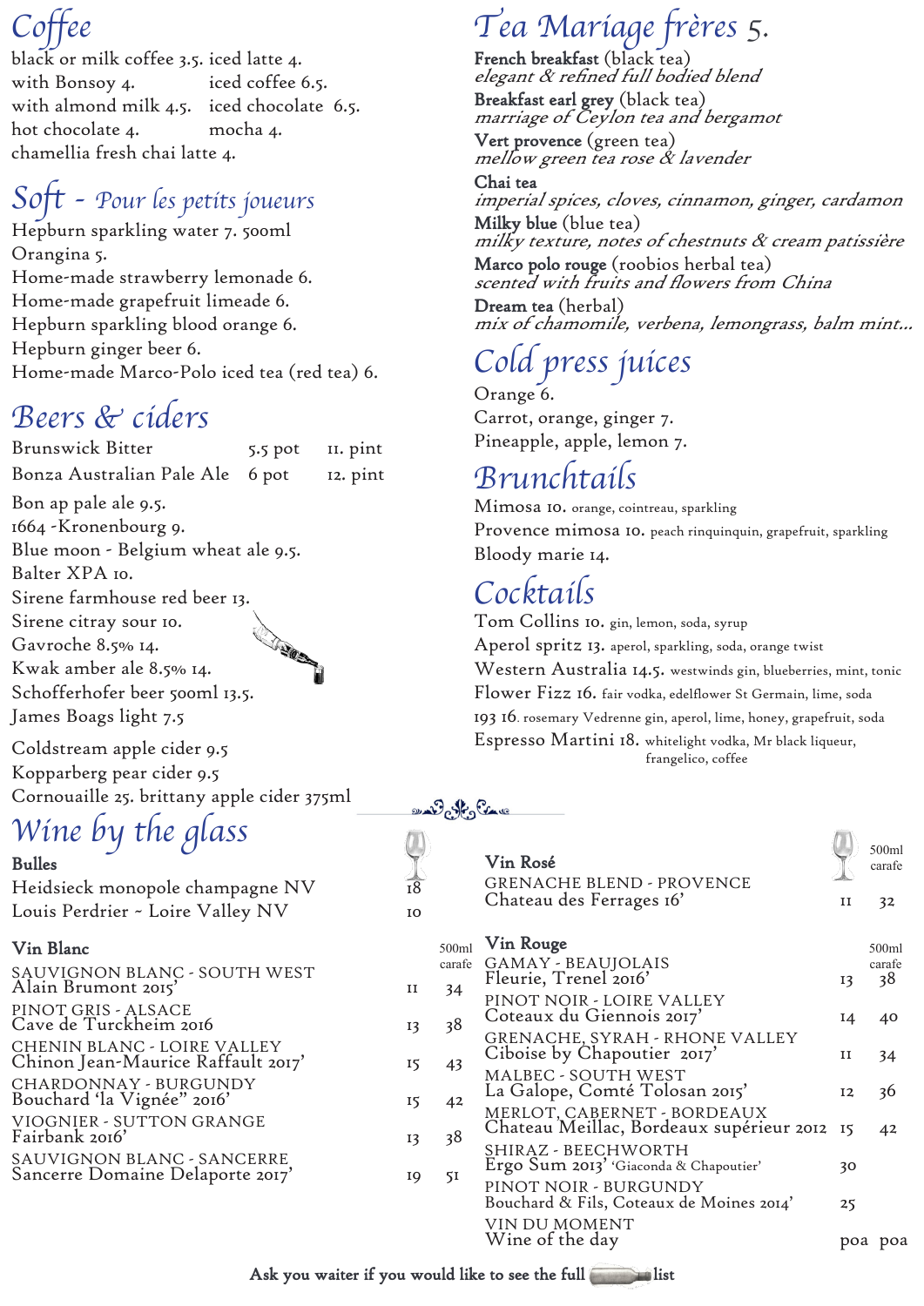# Coffee

black or milk coffee 3.5.
with Bonsoy 4.
with almond milk 4.5.
hot chocolate 4.
chamellia fresh chai latte 4.
iced latte 4.
iced coffee 6.5.
iced chocolate 6.5.
mocha 4.

# Soft - Pour les petits joueurs

Hepburn sparkling water 7. 500ml
Orangina 5.
Home-made strawberry lemonade 6.
Home-made grapefruit limeade 6.
Hepburn sparkling blood orange 6.
Hepburn ginger beer 6.
Home-made Marco-Polo iced tea (red tea) 6.

# Beers & ciders

| | | |
|---|---|---|
| Brunswick Bitter | 5.5 pot | 11. pint |
| Bonza Australian Pale Ale | 6 pot | 12. pint |

Bon ap pale ale 9.5.
1664 -Kronenbourg 9.
Blue moon - Belgium wheat ale 9.5.
Balter XPA 10.
Sirene farmhouse red beer 13.
Sirene citray sour 10.
Gavroche 8.5% 14.
Kwak amber ale 8.5% 14.
Schofferhofer beer 500ml 13.5.
James Boags light 7.5

Coldstream apple cider 9.5
Kopparberg pear cider 9.5
Cornouaille 25. brittany apple cider 375ml

# Tea Mariage frères 5.

**French breakfast** (black tea)
*elegant & refined full bodied blend*

**Breakfast earl grey** (black tea)
*marriage of Ceylon tea and bergamot*

**Vert provence** (green tea)
*mellow green tea rose & lavender*

**Chai tea**
*imperial spices, cloves, cinnamon, ginger, cardamon*

**Milky blue** (blue tea)
*milky texture, notes of chestnuts & cream patissière*

**Marco polo rouge** (roobios herbal tea)
*scented with fruits and flowers from China*

**Dream tea** (herbal)
*mix of chamomile, verbena, lemongrass, balm mint...*

# Cold press juices

Orange 6.
Carrot, orange, ginger 7.
Pineapple, apple, lemon 7.

# Brunchtails

Mimosa 10. orange, cointreau, sparkling
Provence mimosa 10. peach rinquinquin, grapefruit, sparkling
Bloody marie 14.

# Cocktails

Tom Collins 10. gin, lemon, soda, syrup
Aperol spritz 13. aperol, sparkling, soda, orange twist
Western Australia 14.5. westwinds gin, blueberries, mint, tonic
Flower Fizz 16. fair vodka, edelflower St Germain, lime, soda
193 16. rosemary Vedrenne gin, aperol, lime, honey, grapefruit, soda
Espresso Martini 18. whitelight vodka, Mr black liqueur, frangelico, coffee

# Wine by the glass

### Bulles

| | Glass |
|---|---|
| Heidsieck monopole champagne NV | 18 |
| Louis Perdrier ~ Loire Valley NV | 10 |

### Vin Blanc

| | Glass | 500ml carafe |
|---|---|---|
| SAUVIGNON BLANC - SOUTH WEST<br>Alain Brumont 2015' | 11 | 34 |
| PINOT GRIS - ALSACE<br>Cave de Turckheim 2016 | 13 | 38 |
| CHENIN BLANC - LOIRE VALLEY<br>Chinon Jean-Maurice Raffault 2017' | 15 | 43 |
| CHARDONNAY - BURGUNDY<br>Bouchard 'la Vignée" 2016' | 15 | 42 |
| VIOGNIER - SUTTON GRANGE<br>Fairbank 2016' | 13 | 38 |
| SAUVIGNON BLANC - SANCERRE<br>Sancerre Domaine Delaporte 2017' | 19 | 51 |

### Vin Rosé

| | Glass | 500ml carafe |
|---|---|---|
| GRENACHE BLEND - PROVENCE<br>Chateau des Ferrages 16' | 11 | 32 |

### Vin Rouge

| | Glass | 500ml carafe |
|---|---|---|
| GAMAY - BEAUJOLAIS<br>Fleurie, Trenel 2016' | 13 | 38 |
| PINOT NOIR - LOIRE VALLEY<br>Coteaux du Giennois 2017' | 14 | 40 |
| GRENACHE, SYRAH - RHONE VALLEY<br>Ciboise by Chapoutier 2017' | 11 | 34 |
| MALBEC - SOUTH WEST<br>La Galope, Comté Tolosan 2015' | 12 | 36 |
| MERLOT, CABERNET - BORDEAUX<br>Chateau Meillac, Bordeaux supérieur 2012 | 15 | 42 |
| SHIRAZ - BEECHWORTH<br>Ergo Sum 2013' 'Giaconda & Chapoutier' | 30 | |
| PINOT NOIR - BURGUNDY<br>Bouchard & Fils, Coteaux de Moines 2014' | 25 | |
| VIN DU MOMENT<br>Wine of the day | poa | poa |

**Ask you waiter if you would like to see the full list**